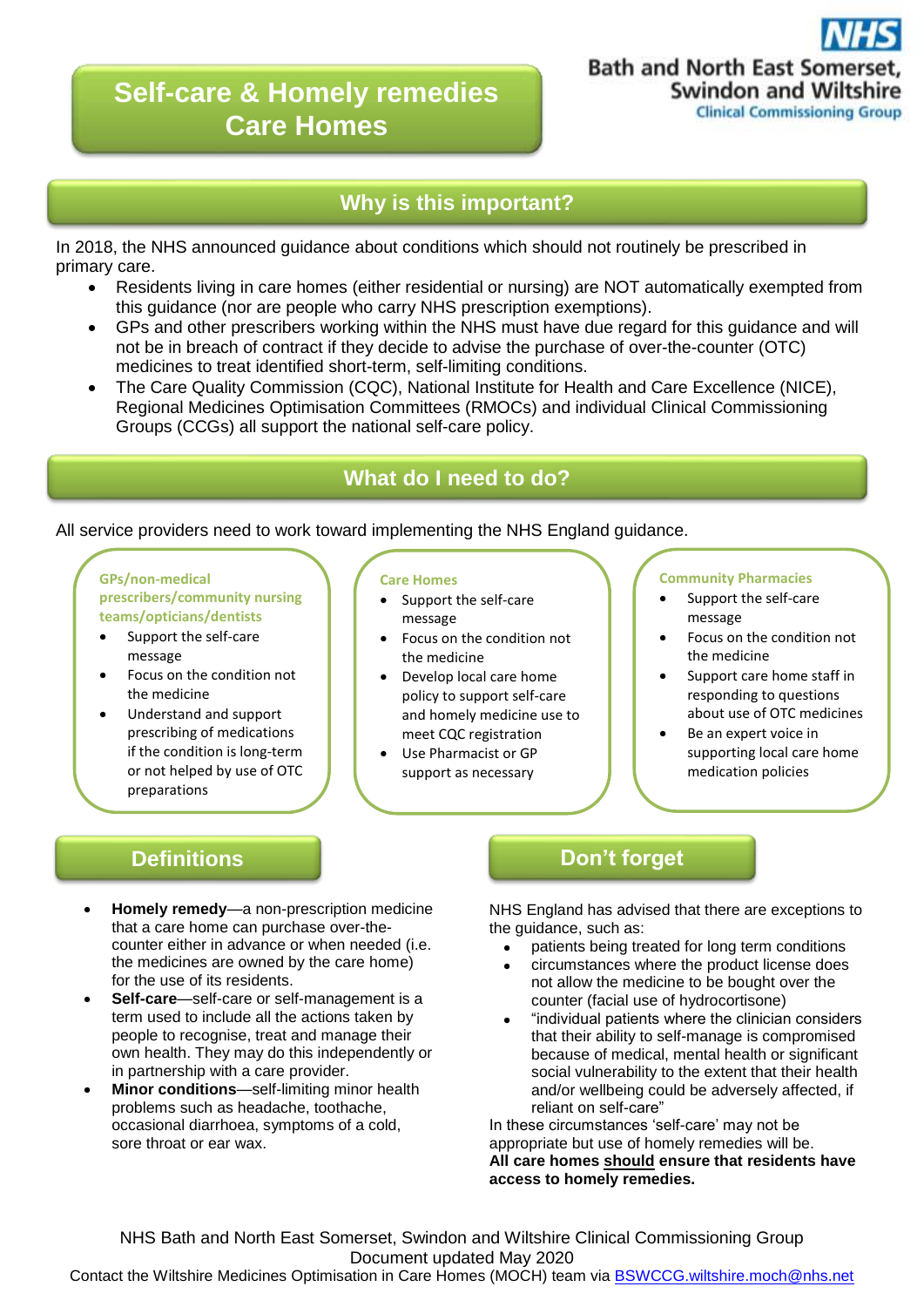# Self-care & Homely remedies Care Homes

NHS
Bath and North East Somerset, Swindon and Wiltshire
Clinical Commissioning Group

## Why is this important?

In 2018, the NHS announced guidance about conditions which should not routinely be prescribed in primary care.

- Residents living in care homes (either residential or nursing) are NOT automatically exempted from this guidance (nor are people who carry NHS prescription exemptions).
- GPs and other prescribers working within the NHS must have due regard for this guidance and will not be in breach of contract if they decide to advise the purchase of over-the-counter (OTC) medicines to treat identified short-term, self-limiting conditions.
- The Care Quality Commission (CQC), National Institute for Health and Care Excellence (NICE), Regional Medicines Optimisation Committees (RMOCs) and individual Clinical Commissioning Groups (CCGs) all support the national self-care policy.

## What do I need to do?

All service providers need to work toward implementing the NHS England guidance.

### GPs/non-medical prescribers/community nursing teams/opticians/dentists

- Support the self-care message
- Focus on the condition not the medicine
- Understand and support prescribing of medications if the condition is long-term or not helped by use of OTC preparations

### Care Homes

- Support the self-care message
- Focus on the condition not the medicine
- Develop local care home policy to support self-care and homely medicine use to meet CQC registration
- Use Pharmacist or GP support as necessary

### Community Pharmacies

- Support the self-care message
- Focus on the condition not the medicine
- Support care home staff in responding to questions about use of OTC medicines
- Be an expert voice in supporting local care home medication policies

## Definitions

- **Homely remedy**—a non-prescription medicine that a care home can purchase over-the-counter either in advance or when needed (i.e. the medicines are owned by the care home) for the use of its residents.
- **Self-care**—self-care or self-management is a term used to include all the actions taken by people to recognise, treat and manage their own health. They may do this independently or in partnership with a care provider.
- **Minor conditions**—self-limiting minor health problems such as headache, toothache, occasional diarrhoea, symptoms of a cold, sore throat or ear wax.

## Don't forget

NHS England has advised that there are exceptions to the guidance, such as:

- patients being treated for long term conditions
- circumstances where the product license does not allow the medicine to be bought over the counter (facial use of hydrocortisone)
- "individual patients where the clinician considers that their ability to self-manage is compromised because of medical, mental health or significant social vulnerability to the extent that their health and/or wellbeing could be adversely affected, if reliant on self-care"

In these circumstances 'self-care' may not be appropriate but use of homely remedies will be.

**All care homes <u>should</u> ensure that residents have access to homely remedies.**

NHS Bath and North East Somerset, Swindon and Wiltshire Clinical Commissioning Group
Document updated May 2020
Contact the Wiltshire Medicines Optimisation in Care Homes (MOCH) team via BSWCCG.wiltshire.moch@nhs.net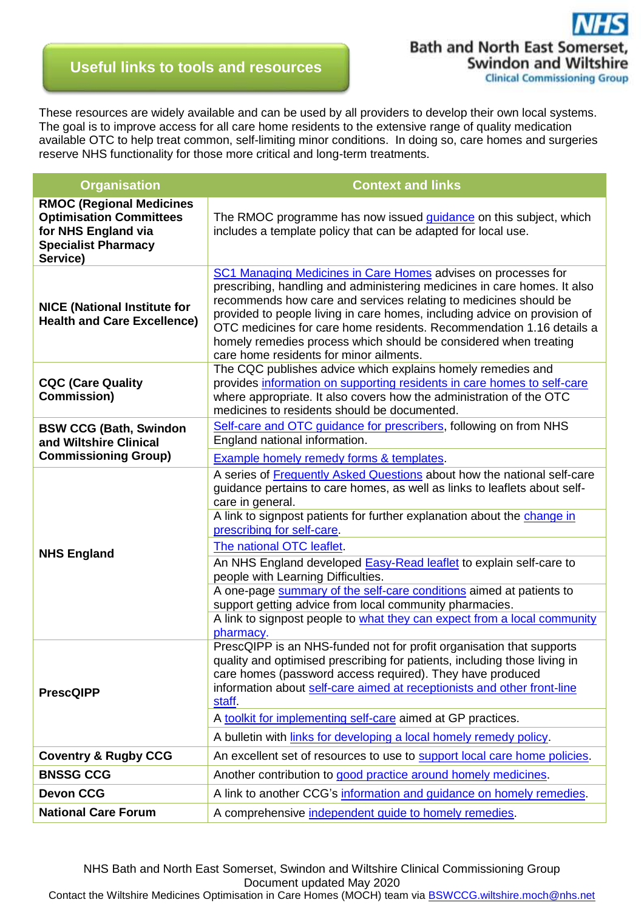# Useful links to tools and resources

NHS Bath and North East Somerset, Swindon and Wiltshire Clinical Commissioning Group

These resources are widely available and can be used by all providers to develop their own local systems. The goal is to improve access for all care home residents to the extensive range of quality medication available OTC to help treat common, self-limiting minor conditions. In doing so, care homes and surgeries reserve NHS functionality for those more critical and long-term treatments.

| Organisation | Context and links |
|---|---|
| **RMOC (Regional Medicines Optimisation Committees for NHS England via Specialist Pharmacy Service)** | The RMOC programme has now issued guidance on this subject, which includes a template policy that can be adapted for local use. |
| **NICE (National Institute for Health and Care Excellence)** | SC1 Managing Medicines in Care Homes advises on processes for prescribing, handling and administering medicines in care homes. It also recommends how care and services relating to medicines should be provided to people living in care homes, including advice on provision of OTC medicines for care home residents. Recommendation 1.16 details a homely remedies process which should be considered when treating care home residents for minor ailments. |
| **CQC (Care Quality Commission)** | The CQC publishes advice which explains homely remedies and provides information on supporting residents in care homes to self-care where appropriate. It also covers how the administration of the OTC medicines to residents should be documented. |
| **BSW CCG (Bath, Swindon and Wiltshire Clinical Commissioning Group)** | Self-care and OTC guidance for prescribers, following on from NHS England national information. |
| | Example homely remedy forms & templates. |
| **NHS England** | A series of Frequently Asked Questions about how the national self-care guidance pertains to care homes, as well as links to leaflets about self-care in general. |
| | A link to signpost patients for further explanation about the change in prescribing for self-care. |
| | The national OTC leaflet. |
| | An NHS England developed Easy-Read leaflet to explain self-care to people with Learning Difficulties. |
| | A one-page summary of the self-care conditions aimed at patients to support getting advice from local community pharmacies. |
| | A link to signpost people to what they can expect from a local community pharmacy. |
| **PrescQIPP** | PrescQIPP is an NHS-funded not for profit organisation that supports quality and optimised prescribing for patients, including those living in care homes (password access required). They have produced information about self-care aimed at receptionists and other front-line staff. |
| | A toolkit for implementing self-care aimed at GP practices. |
| | A bulletin with links for developing a local homely remedy policy. |
| **Coventry & Rugby CCG** | An excellent set of resources to use to support local care home policies. |
| **BNSSG CCG** | Another contribution to good practice around homely medicines. |
| **Devon CCG** | A link to another CCG's information and guidance on homely remedies. |
| **National Care Forum** | A comprehensive independent guide to homely remedies. |

NHS Bath and North East Somerset, Swindon and Wiltshire Clinical Commissioning Group
Document updated May 2020
Contact the Wiltshire Medicines Optimisation in Care Homes (MOCH) team via BSWCCG.wiltshire.moch@nhs.net